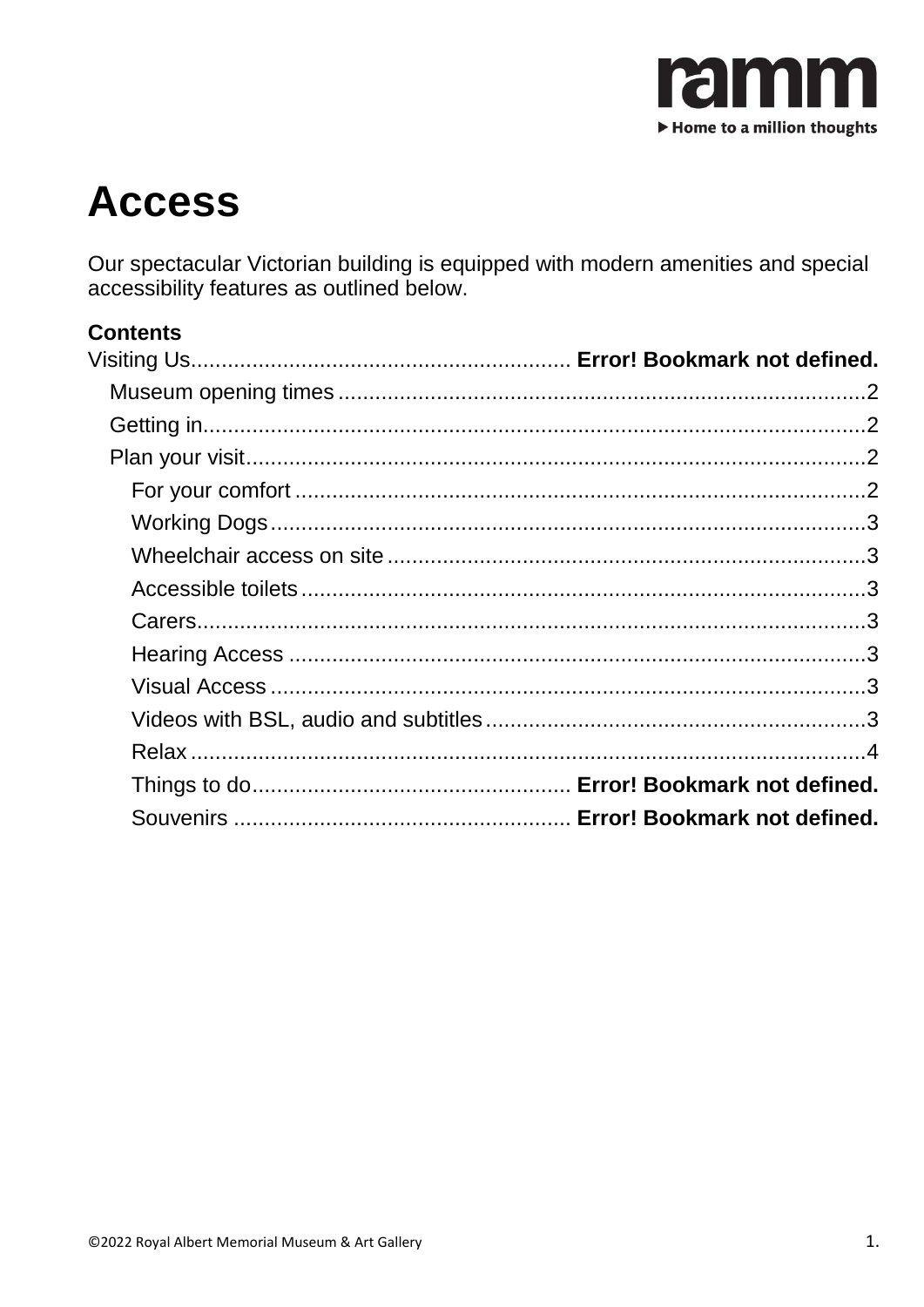# Access

Our spectacular Victorian building is equipped with modern amenities and special accessibility features as outlined below.

**Contents**

Visiting Us............................................................. **Error! Bookmark not defined.**

- Museum opening times.....................................................................................2
- Getting in.........................................................................................................2
- Plan your visit...................................................................................................2
  - For your comfort ...........................................................................................2
  - Working Dogs.................................................................................................3
  - Wheelchair access on site..............................................................................3
  - Accessible toilets............................................................................................3
  - Carers.............................................................................................................3
  - Hearing Access ..............................................................................................3
  - Visual Access .................................................................................................3
  - Videos with BSL, audio and subtitles..............................................................3
  - Relax ..............................................................................................................4
  - Things to do.................................................... **Error! Bookmark not defined.**
  - Souvenirs ...................................................... **Error! Bookmark not defined.**

©2022 Royal Albert Memorial Museum & Art Gallery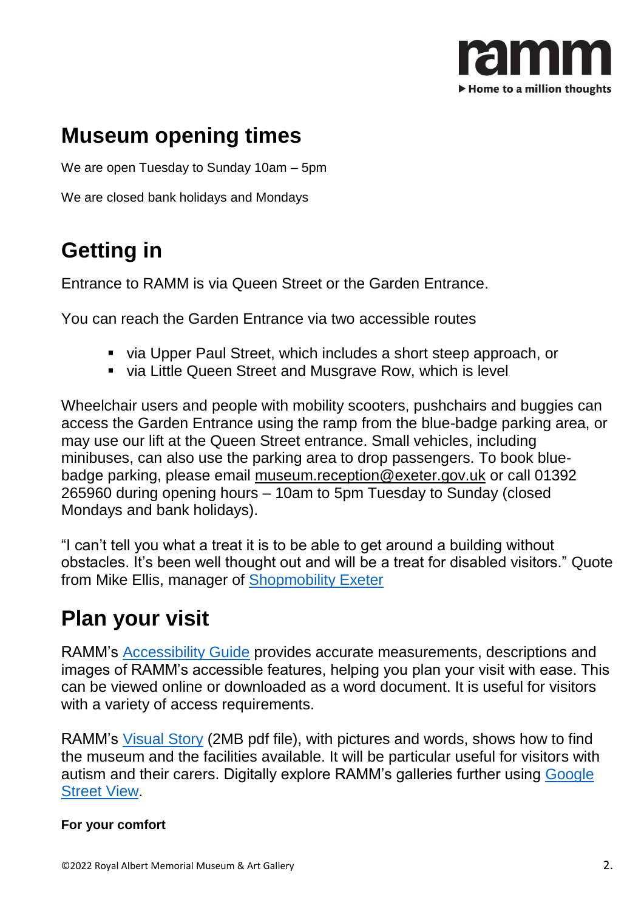## Museum opening times

We are open Tuesday to Sunday 10am – 5pm

We are closed bank holidays and Mondays

## Getting in

Entrance to RAMM is via Queen Street or the Garden Entrance.

You can reach the Garden Entrance via two accessible routes

- via Upper Paul Street, which includes a short steep approach, or
- via Little Queen Street and Musgrave Row, which is level

Wheelchair users and people with mobility scooters, pushchairs and buggies can access the Garden Entrance using the ramp from the blue-badge parking area, or may use our lift at the Queen Street entrance. Small vehicles, including minibuses, can also use the parking area to drop passengers. To book blue-badge parking, please email museum.reception@exeter.gov.uk or call 01392 265960 during opening hours – 10am to 5pm Tuesday to Sunday (closed Mondays and bank holidays).

"I can't tell you what a treat it is to be able to get around a building without obstacles. It's been well thought out and will be a treat for disabled visitors." Quote from Mike Ellis, manager of Shopmobility Exeter

## Plan your visit

RAMM's Accessibility Guide provides accurate measurements, descriptions and images of RAMM's accessible features, helping you plan your visit with ease. This can be viewed online or downloaded as a word document. It is useful for visitors with a variety of access requirements.

RAMM's Visual Story (2MB pdf file), with pictures and words, shows how to find the museum and the facilities available. It will be particular useful for visitors with autism and their carers. Digitally explore RAMM's galleries further using Google Street View.

**For your comfort**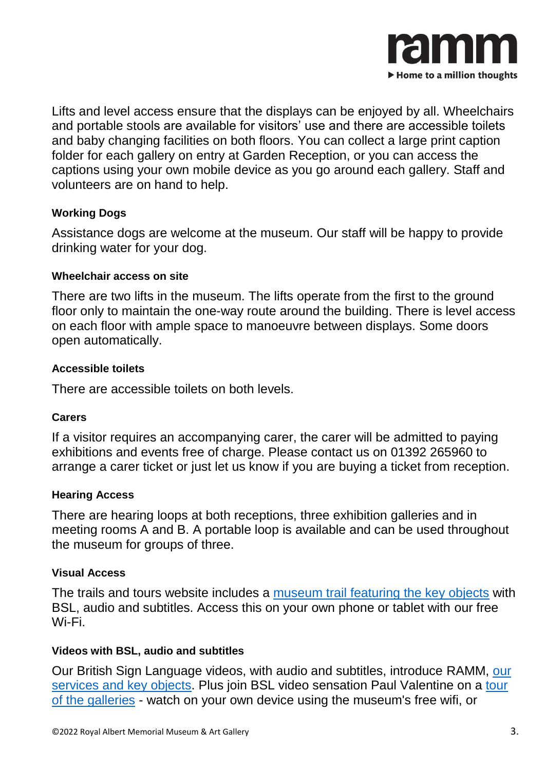Lifts and level access ensure that the displays can be enjoyed by all. Wheelchairs and portable stools are available for visitors' use and there are accessible toilets and baby changing facilities on both floors. You can collect a large print caption folder for each gallery on entry at Garden Reception, or you can access the captions using your own mobile device as you go around each gallery. Staff and volunteers are on hand to help.

#### Working Dogs

Assistance dogs are welcome at the museum. Our staff will be happy to provide drinking water for your dog.

#### Wheelchair access on site

There are two lifts in the museum. The lifts operate from the first to the ground floor only to maintain the one-way route around the building. There is level access on each floor with ample space to manoeuvre between displays. Some doors open automatically.

#### Accessible toilets

There are accessible toilets on both levels.

#### Carers

If a visitor requires an accompanying carer, the carer will be admitted to paying exhibitions and events free of charge. Please contact us on 01392 265960 to arrange a carer ticket or just let us know if you are buying a ticket from reception.

#### Hearing Access

There are hearing loops at both receptions, three exhibition galleries and in meeting rooms A and B. A portable loop is available and can be used throughout the museum for groups of three.

#### Visual Access

The trails and tours website includes a museum trail featuring the key objects with BSL, audio and subtitles. Access this on your own phone or tablet with our free Wi-Fi.

#### Videos with BSL, audio and subtitles

Our British Sign Language videos, with audio and subtitles, introduce RAMM, our services and key objects. Plus join BSL video sensation Paul Valentine on a tour of the galleries - watch on your own device using the museum's free wifi, or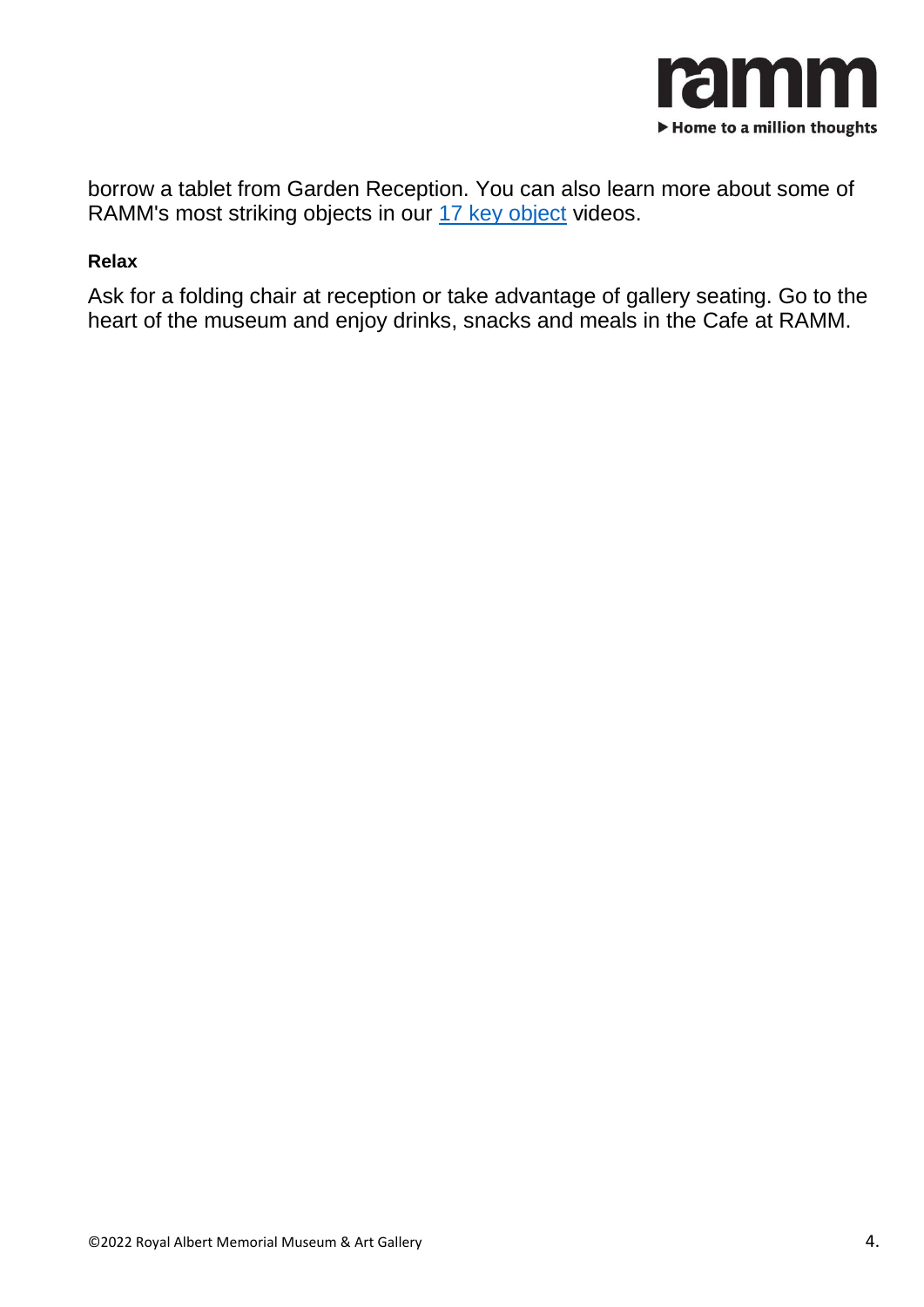borrow a tablet from Garden Reception. You can also learn more about some of RAMM's most striking objects in our 17 key object videos.

**Relax**

Ask for a folding chair at reception or take advantage of gallery seating. Go to the heart of the museum and enjoy drinks, snacks and meals in the Cafe at RAMM.